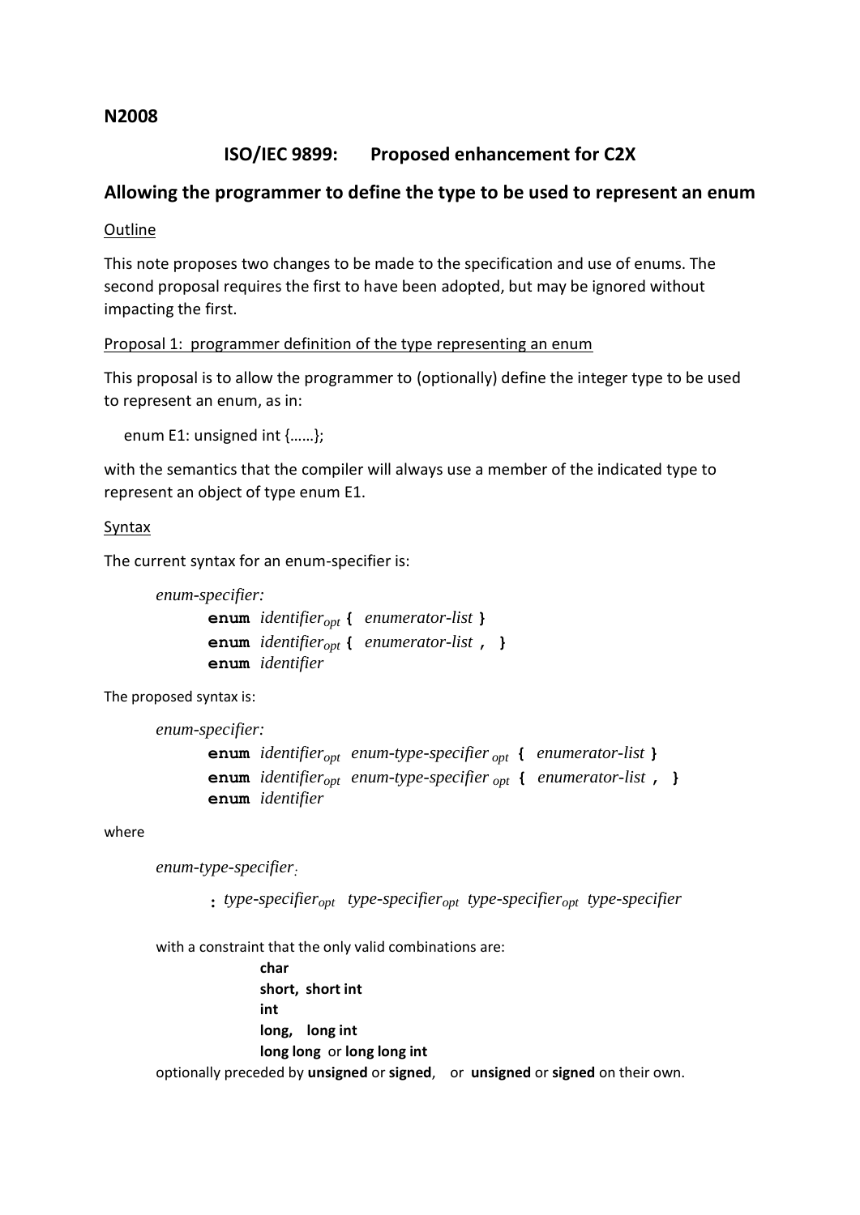**N2008**

## ISO/IEC 9899: Proposed enhancement for C2X

## Allowing the programmer to define the type to be used to represent an enum

Outline

This note proposes two changes to be made to the specification and use of enums. The second proposal requires the first to have been adopted, but may be ignored without impacting the first.

Proposal 1: programmer definition of the type representing an enum

This proposal is to allow the programmer to (optionally) define the integer type to be used to represent an enum, as in:

```
enum E1: unsigned int {……};
```

with the semantics that the compiler will always use a member of the indicated type to represent an object of type enum E1.

Syntax

The current syntax for an enum-specifier is:

*enum-specifier:*
  **enum** *identifier$_{opt}$* **{** *enumerator-list* **}**
  **enum** *identifier$_{opt}$* **{** *enumerator-list* **, }**
  **enum** *identifier*

The proposed syntax is:

*enum-specifier:*
  **enum** *identifier$_{opt}$* *enum-type-specifier $_{opt}$* **{** *enumerator-list* **}**
  **enum** *identifier$_{opt}$* *enum-type-specifier $_{opt}$* **{** *enumerator-list* **, }**
  **enum** *identifier*

where

*enum-type-specifier:*

  **:** *type-specifier$_{opt}$* *type-specifier$_{opt}$* *type-specifier$_{opt}$* *type-specifier*

with a constraint that the only valid combinations are:

  **char**
  **short, short int**
  **int**
  **long, long int**
  **long long** or **long long int**

optionally preceded by **unsigned** or **signed**, or **unsigned** or **signed** on their own.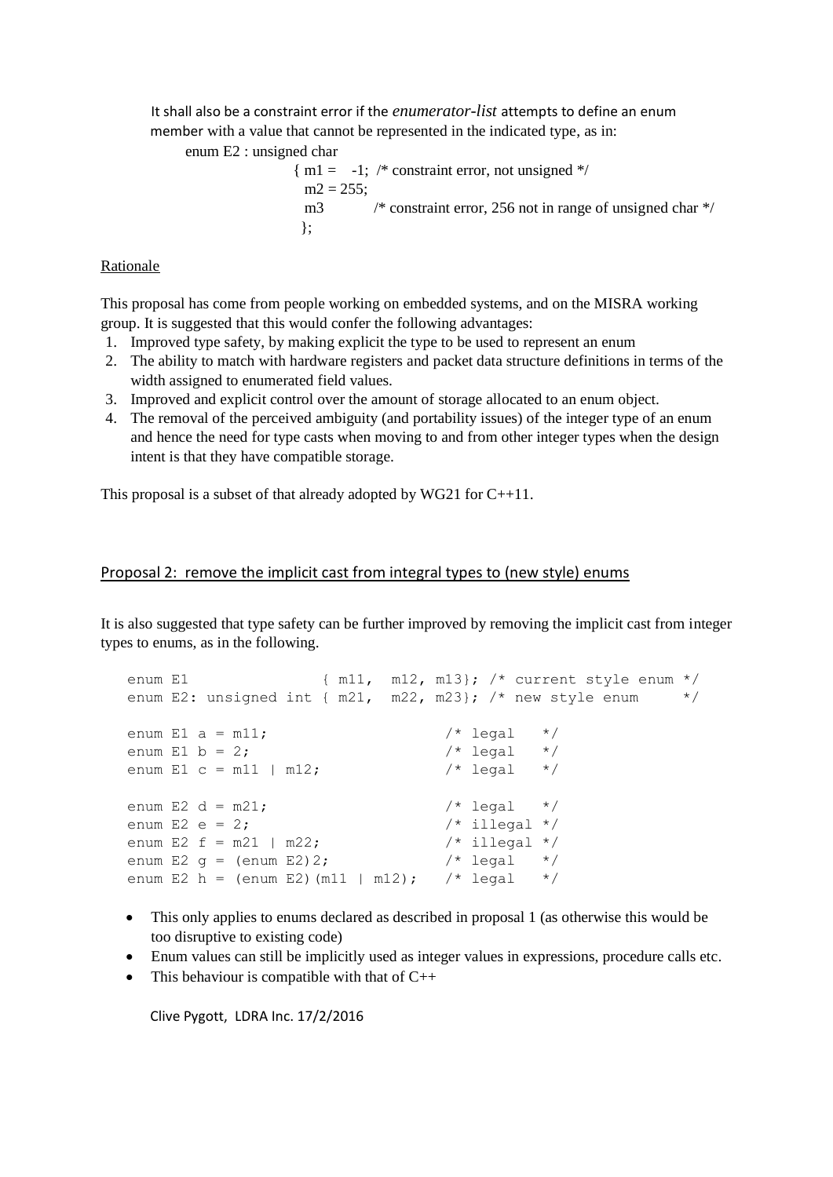It shall also be a constraint error if the *enumerator-list* attempts to define an enum member with a value that cannot be represented in the indicated type, as in:

```
enum E2 : unsigned char
        { m1 =   -1;  /* constraint error, not unsigned */
          m2 = 255;
          m3          /* constraint error, 256 not in range of unsigned char */
        };
```

Rationale

This proposal has come from people working on embedded systems, and on the MISRA working group. It is suggested that this would confer the following advantages:

1. Improved type safety, by making explicit the type to be used to represent an enum
2. The ability to match with hardware registers and packet data structure definitions in terms of the width assigned to enumerated field values.
3. Improved and explicit control over the amount of storage allocated to an enum object.
4. The removal of the perceived ambiguity (and portability issues) of the integer type of an enum and hence the need for type casts when moving to and from other integer types when the design intent is that they have compatible storage.

This proposal is a subset of that already adopted by WG21 for C++11.

## Proposal 2: remove the implicit cast from integral types to (new style) enums

It is also suggested that type safety can be further improved by removing the implicit cast from integer types to enums, as in the following.

```
enum E1               { m11,  m12, m13}; /* current style enum */
enum E2: unsigned int { m21,  m22, m23}; /* new style enum     */

enum E1 a = m11;                     /* legal   */
enum E1 b = 2;                       /* legal   */
enum E1 c = m11 | m12;               /* legal   */

enum E2 d = m21;                     /* legal   */
enum E2 e = 2;                       /* illegal */
enum E2 f = m21 | m22;               /* illegal */
enum E2 g = (enum E2)2;              /* legal   */
enum E2 h = (enum E2)(m11 | m12);    /* legal   */
```

- This only applies to enums declared as described in proposal 1 (as otherwise this would be too disruptive to existing code)
- Enum values can still be implicitly used as integer values in expressions, procedure calls etc.
- This behaviour is compatible with that of C++

Clive Pygott, LDRA Inc. 17/2/2016